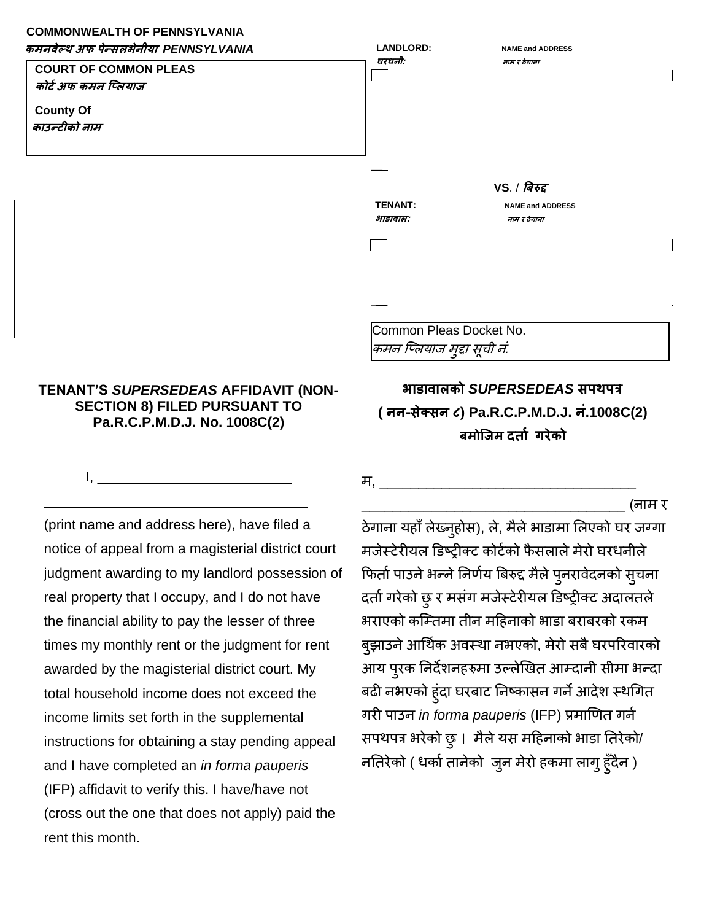**COMMONWEALTH OF PENNSYLVANIA**
***कमनवेल्थ अफ पेन्सलभेनीया PENNSYLVANIA***

**COURT OF COMMON PLEAS**
***कोर्ट अफ कमन प्लियाज***

**County Of**
***काउन्टीको नाम***

**LANDLORD:** **NAME and ADDRESS**
***घरधनी:*** ***नाम र ठेगाना***

**VS.** / ***बिरुद्द***

**TENANT:** **NAME and ADDRESS**
***भाडावाल:*** ***नाम र ठेगाना***

Common Pleas Docket No.
*कमन प्लियाज मुद्दा सूची नं.*

## TENANT'S *SUPERSEDEAS* AFFIDAVIT (NON-SECTION 8) FILED PURSUANT TO Pa.R.C.P.M.D.J. No. 1008C(2)

I, ___________________________ ____________________________________ (print name and address here), have filed a notice of appeal from a magisterial district court judgment awarding to my landlord possession of real property that I occupy, and I do not have the financial ability to pay the lesser of three times my monthly rent or the judgment for rent awarded by the magisterial district court. My total household income does not exceed the income limits set forth in the supplemental instructions for obtaining a stay pending appeal and I have completed an *in forma pauperis* (IFP) affidavit to verify this. I have/have not (cross out the one that does not apply) paid the rent this month.

## भाडावालको *SUPERSEDEAS* सपथपत्र ( नन-सेक्सन ८) Pa.R.C.P.M.D.J. नं.1008C(2) बमोजिम दर्ता गरेको

म, ____________________________________ ____________________________________ (नाम र ठेगाना यहाँ लेख्नुहोस), ले, मैले भाडामा लिएको घर जग्गा मजेस्टेरीयल डिष्ट्रीक्ट कोर्टको फैसलाले मेरो घरधनीले फिर्ता पाउने भन्ने निर्णय बिरुद्द मैले पुनरावेदनको सुचना दर्ता गरेको छु र मसंग मजेस्टेरीयल डिष्ट्रीक्ट अदालतले भराएको कम्तिमा तीन महिनाको भाडा बराबरको रकम बुझाउने आर्थिक अवस्था नभएको, मेरो सबै घरपरिवारको आय पुरक निर्देशनहरुमा उल्लेखित आम्दानी सीमा भन्दा बढी नभएको हुंदा घरबाट निष्कासन गर्ने आदेश स्थगित गरी पाउन *in forma pauperis* (IFP) प्रमाणित गर्न सपथपत्र भरेको छु । मैले यस महिनाको भाडा तिरेको/ नतिरेको ( धर्का तानेको जुन मेरो हकमा लागु हुँदैन )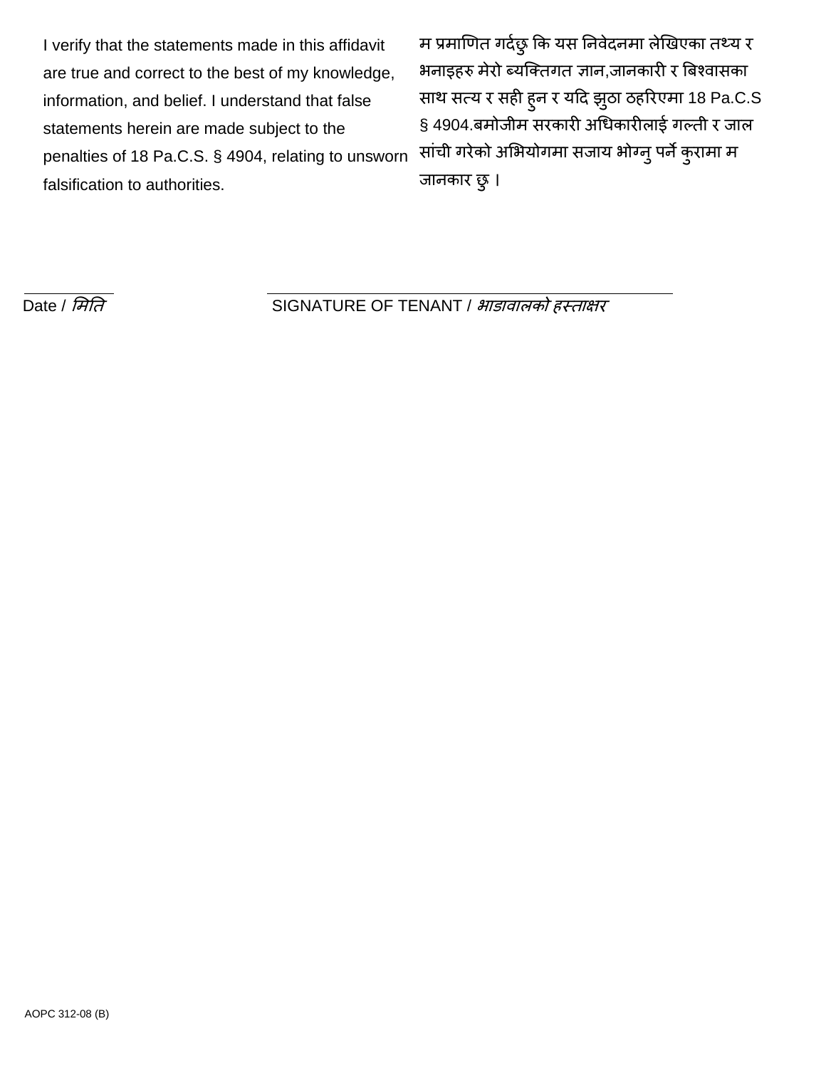I verify that the statements made in this affidavit are true and correct to the best of my knowledge, information, and belief. I understand that false statements herein are made subject to the penalties of 18 Pa.C.S. § 4904, relating to unsworn falsification to authorities.

म प्रमाणित गर्दछु कि यस निवेदनमा लेखिएका तथ्य र भनाइहरु मेरो ब्यक्तिगत ज्ञान,जानकारी र बिश्वासका साथ सत्य र सही हुन र यदि झुठा ठहरिएमा 18 Pa.C.S § 4904.बमोजीम सरकारी अधिकारीलाई गल्ती र जाल सांची गरेको अभियोगमा सजाय भोग्नु पर्ने कुरामा म जानकार छु ।

\_\_\_\_\_\_\_\_\_\_\_\_\_\_\_\_\_\_\_\_
Date / *मिति*

\_\_\_\_\_\_\_\_\_\_\_\_\_\_\_\_\_\_\_\_\_\_\_\_\_\_\_\_\_\_\_\_\_\_\_\_\_\_\_\_
SIGNATURE OF TENANT / *भाडावालको हस्ताक्षर*

AOPC 312-08 (B)